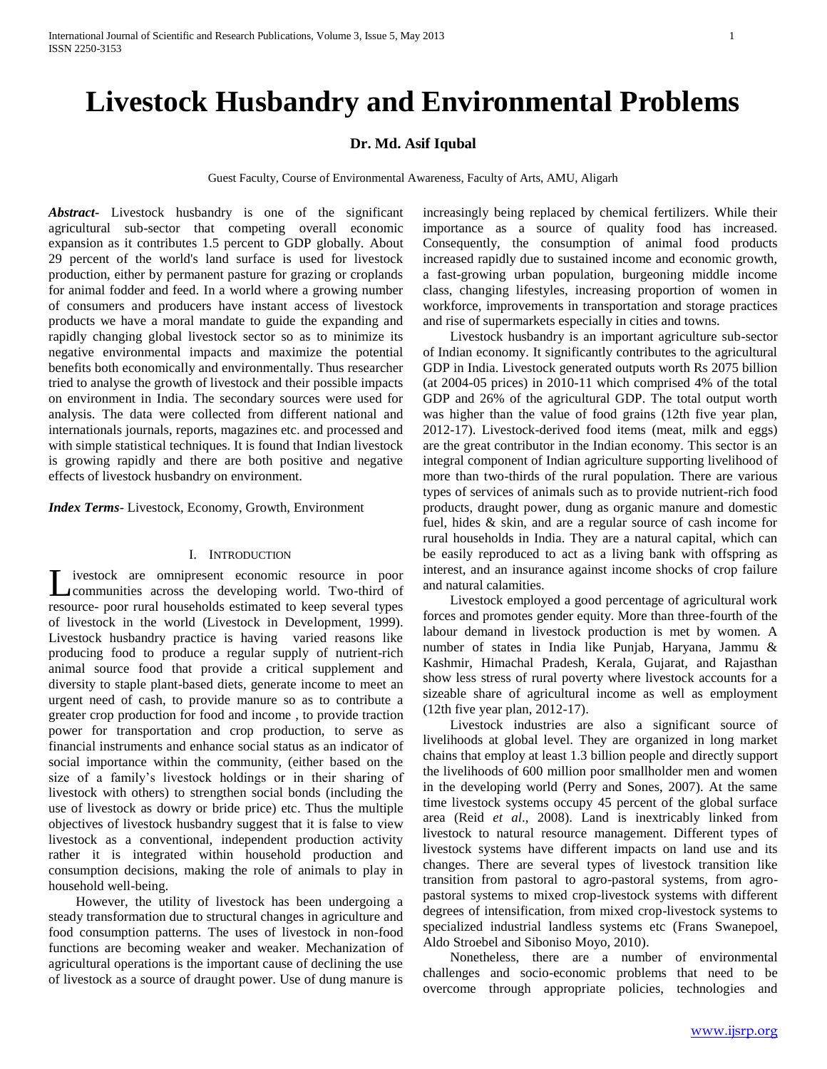# Livestock Husbandry and Environmental Problems

**Dr. Md. Asif Iqubal**

Guest Faculty, Course of Environmental Awareness, Faculty of Arts, AMU, Aligarh

***Abstract-*** Livestock husbandry is one of the significant agricultural sub-sector that competing overall economic expansion as it contributes 1.5 percent to GDP globally. About 29 percent of the world's land surface is used for livestock production, either by permanent pasture for grazing or croplands for animal fodder and feed. In a world where a growing number of consumers and producers have instant access of livestock products we have a moral mandate to guide the expanding and rapidly changing global livestock sector so as to minimize its negative environmental impacts and maximize the potential benefits both economically and environmentally. Thus researcher tried to analyse the growth of livestock and their possible impacts on environment in India. The secondary sources were used for analysis. The data were collected from different national and internationals journals, reports, magazines etc. and processed and with simple statistical techniques. It is found that Indian livestock is growing rapidly and there are both positive and negative effects of livestock husbandry on environment.

***Index Terms-*** Livestock, Economy, Growth, Environment

## I. Introduction

Livestock are omnipresent economic resource in poor communities across the developing world. Two-third of resource- poor rural households estimated to keep several types of livestock in the world (Livestock in Development, 1999). Livestock husbandry practice is having varied reasons like producing food to produce a regular supply of nutrient-rich animal source food that provide a critical supplement and diversity to staple plant-based diets, generate income to meet an urgent need of cash, to provide manure so as to contribute a greater crop production for food and income , to provide traction power for transportation and crop production, to serve as financial instruments and enhance social status as an indicator of social importance within the community, (either based on the size of a family's livestock holdings or in their sharing of livestock with others) to strengthen social bonds (including the use of livestock as dowry or bride price) etc. Thus the multiple objectives of livestock husbandry suggest that it is false to view livestock as a conventional, independent production activity rather it is integrated within household production and consumption decisions, making the role of animals to play in household well-being.

However, the utility of livestock has been undergoing a steady transformation due to structural changes in agriculture and food consumption patterns. The uses of livestock in non-food functions are becoming weaker and weaker. Mechanization of agricultural operations is the important cause of declining the use of livestock as a source of draught power. Use of dung manure is increasingly being replaced by chemical fertilizers. While their importance as a source of quality food has increased. Consequently, the consumption of animal food products increased rapidly due to sustained income and economic growth, a fast-growing urban population, burgeoning middle income class, changing lifestyles, increasing proportion of women in workforce, improvements in transportation and storage practices and rise of supermarkets especially in cities and towns.

Livestock husbandry is an important agriculture sub-sector of Indian economy. It significantly contributes to the agricultural GDP in India. Livestock generated outputs worth Rs 2075 billion (at 2004-05 prices) in 2010-11 which comprised 4% of the total GDP and 26% of the agricultural GDP. The total output worth was higher than the value of food grains (12th five year plan, 2012-17). Livestock-derived food items (meat, milk and eggs) are the great contributor in the Indian economy. This sector is an integral component of Indian agriculture supporting livelihood of more than two-thirds of the rural population. There are various types of services of animals such as to provide nutrient-rich food products, draught power, dung as organic manure and domestic fuel, hides & skin, and are a regular source of cash income for rural households in India. They are a natural capital, which can be easily reproduced to act as a living bank with offspring as interest, and an insurance against income shocks of crop failure and natural calamities.

Livestock employed a good percentage of agricultural work forces and promotes gender equity. More than three-fourth of the labour demand in livestock production is met by women. A number of states in India like Punjab, Haryana, Jammu & Kashmir, Himachal Pradesh, Kerala, Gujarat, and Rajasthan show less stress of rural poverty where livestock accounts for a sizeable share of agricultural income as well as employment (12th five year plan, 2012-17).

Livestock industries are also a significant source of livelihoods at global level. They are organized in long market chains that employ at least 1.3 billion people and directly support the livelihoods of 600 million poor smallholder men and women in the developing world (Perry and Sones, 2007). At the same time livestock systems occupy 45 percent of the global surface area (Reid *et al*., 2008). Land is inextricably linked from livestock to natural resource management. Different types of livestock systems have different impacts on land use and its changes. There are several types of livestock transition like transition from pastoral to agro-pastoral systems, from agro-pastoral systems to mixed crop-livestock systems with different degrees of intensification, from mixed crop-livestock systems to specialized industrial landless systems etc (Frans Swanepoel, Aldo Stroebel and Siboniso Moyo, 2010).

Nonetheless, there are a number of environmental challenges and socio-economic problems that need to be overcome through appropriate policies, technologies and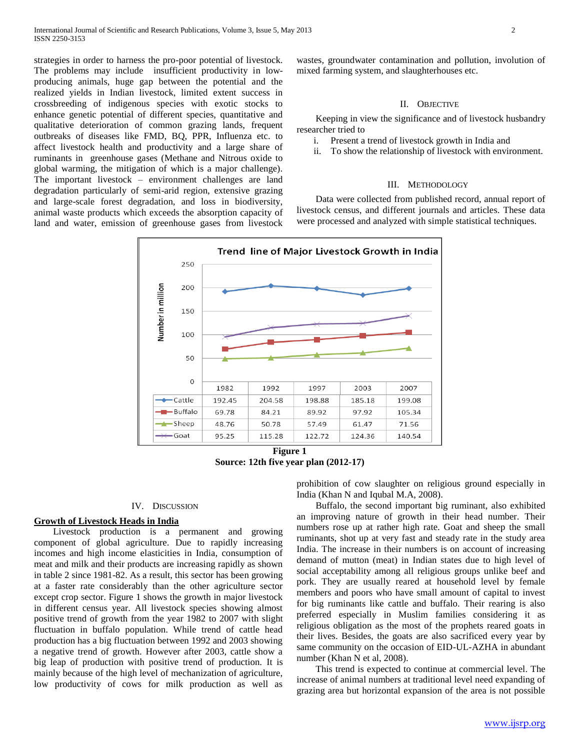strategies in order to harness the pro-poor potential of livestock. The problems may include insufficient productivity in low-producing animals, huge gap between the potential and the realized yields in Indian livestock, limited extent success in crossbreeding of indigenous species with exotic stocks to enhance genetic potential of different species, quantitative and qualitative deterioration of common grazing lands, frequent outbreaks of diseases like FMD, BQ, PPR, Influenza etc. to affect livestock health and productivity and a large share of ruminants in greenhouse gases (Methane and Nitrous oxide to global warming, the mitigation of which is a major challenge). The important livestock – environment challenges are land degradation particularly of semi-arid region, extensive grazing and large-scale forest degradation, and loss in biodiversity, animal waste products which exceeds the absorption capacity of land and water, emission of greenhouse gases from livestock wastes, groundwater contamination and pollution, involution of mixed farming system, and slaughterhouses etc.

## II. Objective

Keeping in view the significance and of livestock husbandry researcher tried to

i. Present a trend of livestock growth in India and
ii. To show the relationship of livestock with environment.

## III. Methodology

Data were collected from published record, annual report of livestock census, and different journals and articles. These data were processed and analyzed with simple statistical techniques.

**Trend line of Major Livestock Growth in India**

| | 1982 | 1992 | 1997 | 2003 | 2007 |
|---|---|---|---|---|---|
| Cattle | 192.45 | 204.58 | 198.88 | 185.18 | 199.08 |
| Buffalo | 69.78 | 84.21 | 89.92 | 97.92 | 105.34 |
| Sheep | 48.76 | 50.78 | 57.49 | 61.47 | 71.56 |
| Goat | 95.25 | 115.28 | 122.72 | 124.36 | 140.54 |

(Number in million)

**Figure 1**
**Source: 12th five year plan (2012-17)**

## IV. Discussion

### Growth of Livestock Heads in India

Livestock production is a permanent and growing component of global agriculture. Due to rapidly increasing incomes and high income elasticities in India, consumption of meat and milk and their products are increasing rapidly as shown in table 2 since 1981-82. As a result, this sector has been growing at a faster rate considerably than the other agriculture sector except crop sector. Figure 1 shows the growth in major livestock in different census year. All livestock species showing almost positive trend of growth from the year 1982 to 2007 with slight fluctuation in buffalo population. While trend of cattle head production has a big fluctuation between 1992 and 2003 showing a negative trend of growth. However after 2003, cattle show a big leap of production with positive trend of production. It is mainly because of the high level of mechanization of agriculture, low productivity of cows for milk production as well as prohibition of cow slaughter on religious ground especially in India (Khan N and Iqubal M.A, 2008).

Buffalo, the second important big ruminant, also exhibited an improving nature of growth in their head number. Their numbers rose up at rather high rate. Goat and sheep the small ruminants, shot up at very fast and steady rate in the study area India. The increase in their numbers is on account of increasing demand of mutton (meat) in Indian states due to high level of social acceptability among all religious groups unlike beef and pork. They are usually reared at household level by female members and poors who have small amount of capital to invest for big ruminants like cattle and buffalo. Their rearing is also preferred especially in Muslim families considering it as religious obligation as the most of the prophets reared goats in their lives. Besides, the goats are also sacrificed every year by same community on the occasion of EID-UL-AZHA in abundant number (Khan N et al, 2008).

This trend is expected to continue at commercial level. The increase of animal numbers at traditional level need expanding of grazing area but horizontal expansion of the area is not possible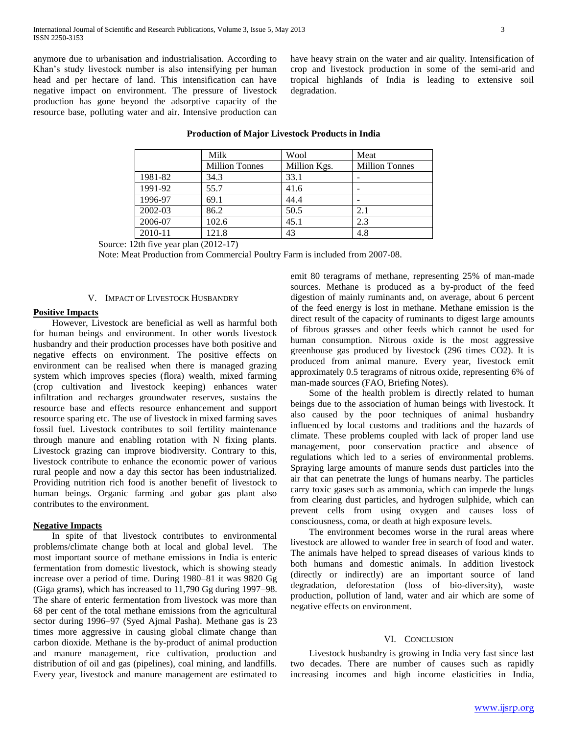anymore due to urbanisation and industrialisation. According to Khan's study livestock number is also intensifying per human head and per hectare of land. This intensification can have negative impact on environment. The pressure of livestock production has gone beyond the adsorptive capacity of the resource base, polluting water and air. Intensive production can have heavy strain on the water and air quality. Intensification of crop and livestock production in some of the semi-arid and tropical highlands of India is leading to extensive soil degradation.

**Production of Major Livestock Products in India**

| | Milk | Wool | Meat |
|---|---|---|---|
| | Million Tonnes | Million Kgs. | Million Tonnes |
| 1981-82 | 34.3 | 33.1 | - |
| 1991-92 | 55.7 | 41.6 | - |
| 1996-97 | 69.1 | 44.4 | - |
| 2002-03 | 86.2 | 50.5 | 2.1 |
| 2006-07 | 102.6 | 45.1 | 2.3 |
| 2010-11 | 121.8 | 43 | 4.8 |

Source: 12th five year plan (2012-17)

Note: Meat Production from Commercial Poultry Farm is included from 2007-08.

## V. Impact of Livestock Husbandry

**Positive Impacts**

However, Livestock are beneficial as well as harmful both for human beings and environment. In other words livestock husbandry and their production processes have both positive and negative effects on environment. The positive effects on environment can be realised when there is managed grazing system which improves species (flora) wealth, mixed farming (crop cultivation and livestock keeping) enhances water infiltration and recharges groundwater reserves, sustains the resource base and effects resource enhancement and support resource sparing etc. The use of livestock in mixed farming saves fossil fuel. Livestock contributes to soil fertility maintenance through manure and enabling rotation with N fixing plants. Livestock grazing can improve biodiversity. Contrary to this, livestock contribute to enhance the economic power of various rural people and now a day this sector has been industrialized. Providing nutrition rich food is another benefit of livestock to human beings. Organic farming and gobar gas plant also contributes to the environment.

**Negative Impacts**

In spite of that livestock contributes to environmental problems/climate change both at local and global level. The most important source of methane emissions in India is enteric fermentation from domestic livestock, which is showing steady increase over a period of time. During 1980–81 it was 9820 Gg (Giga grams), which has increased to 11,790 Gg during 1997–98. The share of enteric fermentation from livestock was more than 68 per cent of the total methane emissions from the agricultural sector during 1996–97 (Syed Ajmal Pasha). Methane gas is 23 times more aggressive in causing global climate change than carbon dioxide. Methane is the by-product of animal production and manure management, rice cultivation, production and distribution of oil and gas (pipelines), coal mining, and landfills. Every year, livestock and manure management are estimated to emit 80 teragrams of methane, representing 25% of man-made sources. Methane is produced as a by-product of the feed digestion of mainly ruminants and, on average, about 6 percent of the feed energy is lost in methane. Methane emission is the direct result of the capacity of ruminants to digest large amounts of fibrous grasses and other feeds which cannot be used for human consumption. Nitrous oxide is the most aggressive greenhouse gas produced by livestock (296 times $CO_2$). It is produced from animal manure. Every year, livestock emit approximately 0.5 teragrams of nitrous oxide, representing 6% of man-made sources (FAO, Briefing Notes).

Some of the health problem is directly related to human beings due to the association of human beings with livestock. It also caused by the poor techniques of animal husbandry influenced by local customs and traditions and the hazards of climate. These problems coupled with lack of proper land use management, poor conservation practice and absence of regulations which led to a series of environmental problems. Spraying large amounts of manure sends dust particles into the air that can penetrate the lungs of humans nearby. The particles carry toxic gases such as ammonia, which can impede the lungs from clearing dust particles, and hydrogen sulphide, which can prevent cells from using oxygen and causes loss of consciousness, coma, or death at high exposure levels.

The environment becomes worse in the rural areas where livestock are allowed to wander free in search of food and water. The animals have helped to spread diseases of various kinds to both humans and domestic animals. In addition livestock (directly or indirectly) are an important source of land degradation, deforestation (loss of bio-diversity), waste production, pollution of land, water and air which are some of negative effects on environment.

## VI. Conclusion

Livestock husbandry is growing in India very fast since last two decades. There are number of causes such as rapidly increasing incomes and high income elasticities in India,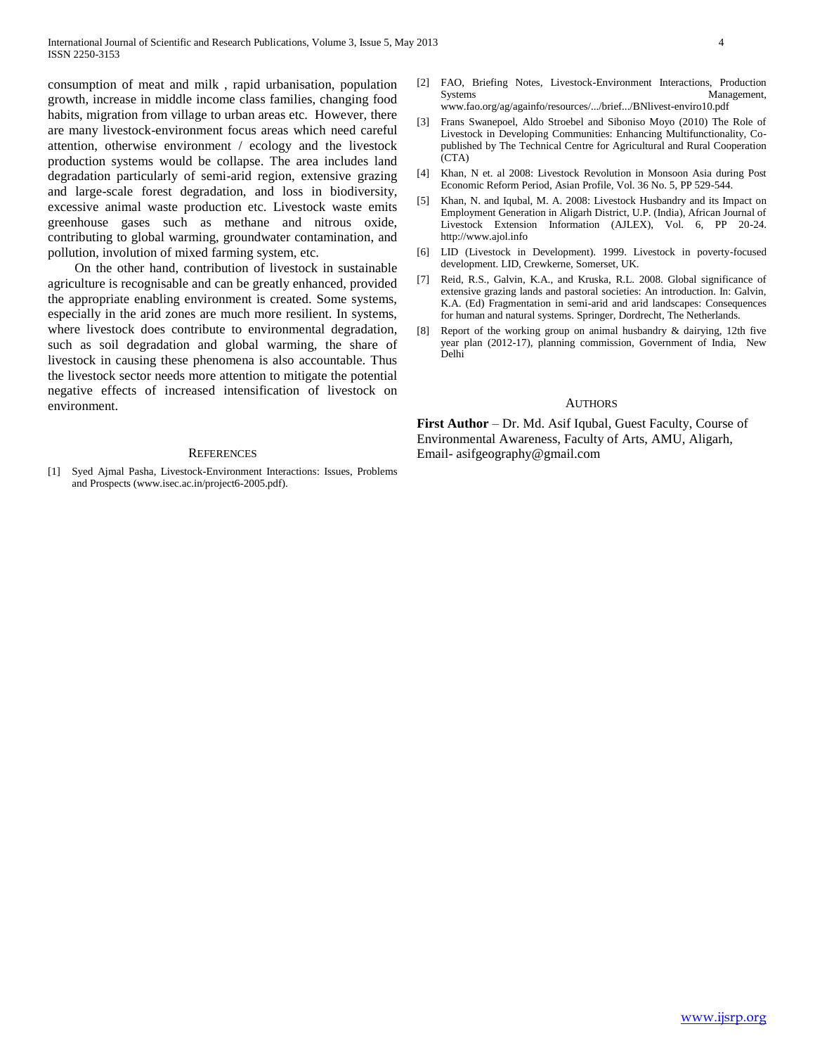consumption of meat and milk , rapid urbanisation, population growth, increase in middle income class families, changing food habits, migration from village to urban areas etc. However, there are many livestock-environment focus areas which need careful attention, otherwise environment / ecology and the livestock production systems would be collapse. The area includes land degradation particularly of semi-arid region, extensive grazing and large-scale forest degradation, and loss in biodiversity, excessive animal waste production etc. Livestock waste emits greenhouse gases such as methane and nitrous oxide, contributing to global warming, groundwater contamination, and pollution, involution of mixed farming system, etc.

On the other hand, contribution of livestock in sustainable agriculture is recognisable and can be greatly enhanced, provided the appropriate enabling environment is created. Some systems, especially in the arid zones are much more resilient. In systems, where livestock does contribute to environmental degradation, such as soil degradation and global warming, the share of livestock in causing these phenomena is also accountable. Thus the livestock sector needs more attention to mitigate the potential negative effects of increased intensification of livestock on environment.

## References

[1] Syed Ajmal Pasha, Livestock-Environment Interactions: Issues, Problems and Prospects (www.isec.ac.in/project6-2005.pdf).

[2] FAO, Briefing Notes, Livestock-Environment Interactions, Production Systems Management, www.fao.org/ag/againfo/resources/.../brief.../BNlivest-enviro10.pdf

[3] Frans Swanepoel, Aldo Stroebel and Siboniso Moyo (2010) The Role of Livestock in Developing Communities: Enhancing Multifunctionality, Co-published by The Technical Centre for Agricultural and Rural Cooperation (CTA)

[4] Khan, N et. al 2008: Livestock Revolution in Monsoon Asia during Post Economic Reform Period, Asian Profile, Vol. 36 No. 5, PP 529-544.

[5] Khan, N. and Iqubal, M. A. 2008: Livestock Husbandry and its Impact on Employment Generation in Aligarh District, U.P. (India), African Journal of Livestock Extension Information (AJLEX), Vol. 6, PP 20-24. http://www.ajol.info

[6] LID (Livestock in Development). 1999. Livestock in poverty-focused development. LID, Crewkerne, Somerset, UK.

[7] Reid, R.S., Galvin, K.A., and Kruska, R.L. 2008. Global significance of extensive grazing lands and pastoral societies: An introduction. In: Galvin, K.A. (Ed) Fragmentation in semi-arid and arid landscapes: Consequences for human and natural systems. Springer, Dordrecht, The Netherlands.

[8] Report of the working group on animal husbandry & dairying, 12th five year plan (2012-17), planning commission, Government of India, New Delhi

## Authors

**First Author** – Dr. Md. Asif Iqubal, Guest Faculty, Course of Environmental Awareness, Faculty of Arts, AMU, Aligarh, Email- asifgeography@gmail.com